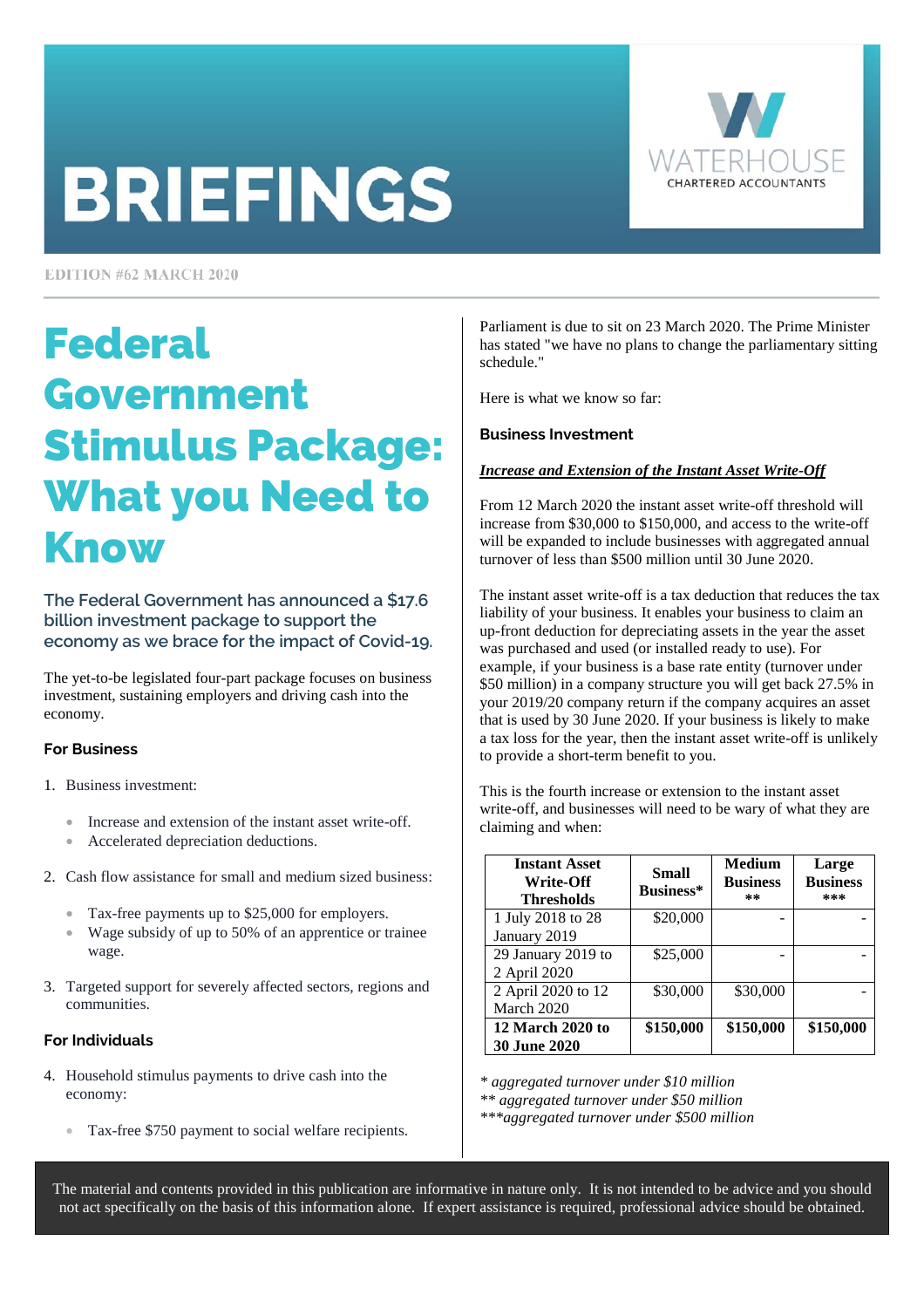# BRIEFINGS

WATERHOUSE CHARTERED ACCOUNTANTS

EDITION #62 MARCH 2020

# Federal Government Stimulus Package: What you Need to Know

The Federal Government has announced a $17.6 billion investment package to support the economy as we brace for the impact of Covid-19.

The yet-to-be legislated four-part package focuses on business investment, sustaining employers and driving cash into the economy.

### For Business

1. Business investment:
   - Increase and extension of the instant asset write-off.
   - Accelerated depreciation deductions.
2. Cash flow assistance for small and medium sized business:
   - Tax-free payments up to $25,000 for employers.
   - Wage subsidy of up to 50% of an apprentice or trainee wage.
3. Targeted support for severely affected sectors, regions and communities.

### For Individuals

4. Household stimulus payments to drive cash into the economy:
   - Tax-free $750 payment to social welfare recipients.

Parliament is due to sit on 23 March 2020. The Prime Minister has stated "we have no plans to change the parliamentary sitting schedule."

Here is what we know so far:

### Business Investment

***Increase and Extension of the Instant Asset Write-Off***

From 12 March 2020 the instant asset write-off threshold will increase from $30,000 to $150,000, and access to the write-off will be expanded to include businesses with aggregated annual turnover of less than $500 million until 30 June 2020.

The instant asset write-off is a tax deduction that reduces the tax liability of your business. It enables your business to claim an up-front deduction for depreciating assets in the year the asset was purchased and used (or installed ready to use). For example, if your business is a base rate entity (turnover under $50 million) in a company structure you will get back 27.5% in your 2019/20 company return if the company acquires an asset that is used by 30 June 2020. If your business is likely to make a tax loss for the year, then the instant asset write-off is unlikely to provide a short-term benefit to you.

This is the fourth increase or extension to the instant asset write-off, and businesses will need to be wary of what they are claiming and when:

| Instant Asset Write-Off Thresholds | Small Business* | Medium Business ** | Large Business *** |
|---|---|---|---|
| 1 July 2018 to 28 January 2019 | $20,000 | - | - |
| 29 January 2019 to 2 April 2020 | $25,000 | - | - |
| 2 April 2020 to 12 March 2020 | $30,000 | $30,000 | - |
| **12 March 2020 to 30 June 2020** | **$150,000** | **$150,000** | **$150,000** |

*\* aggregated turnover under $10 million*
*\*\* aggregated turnover under $50 million*
*\*\*\*aggregated turnover under $500 million*

The material and contents provided in this publication are informative in nature only. It is not intended to be advice and you should not act specifically on the basis of this information alone. If expert assistance is required, professional advice should be obtained.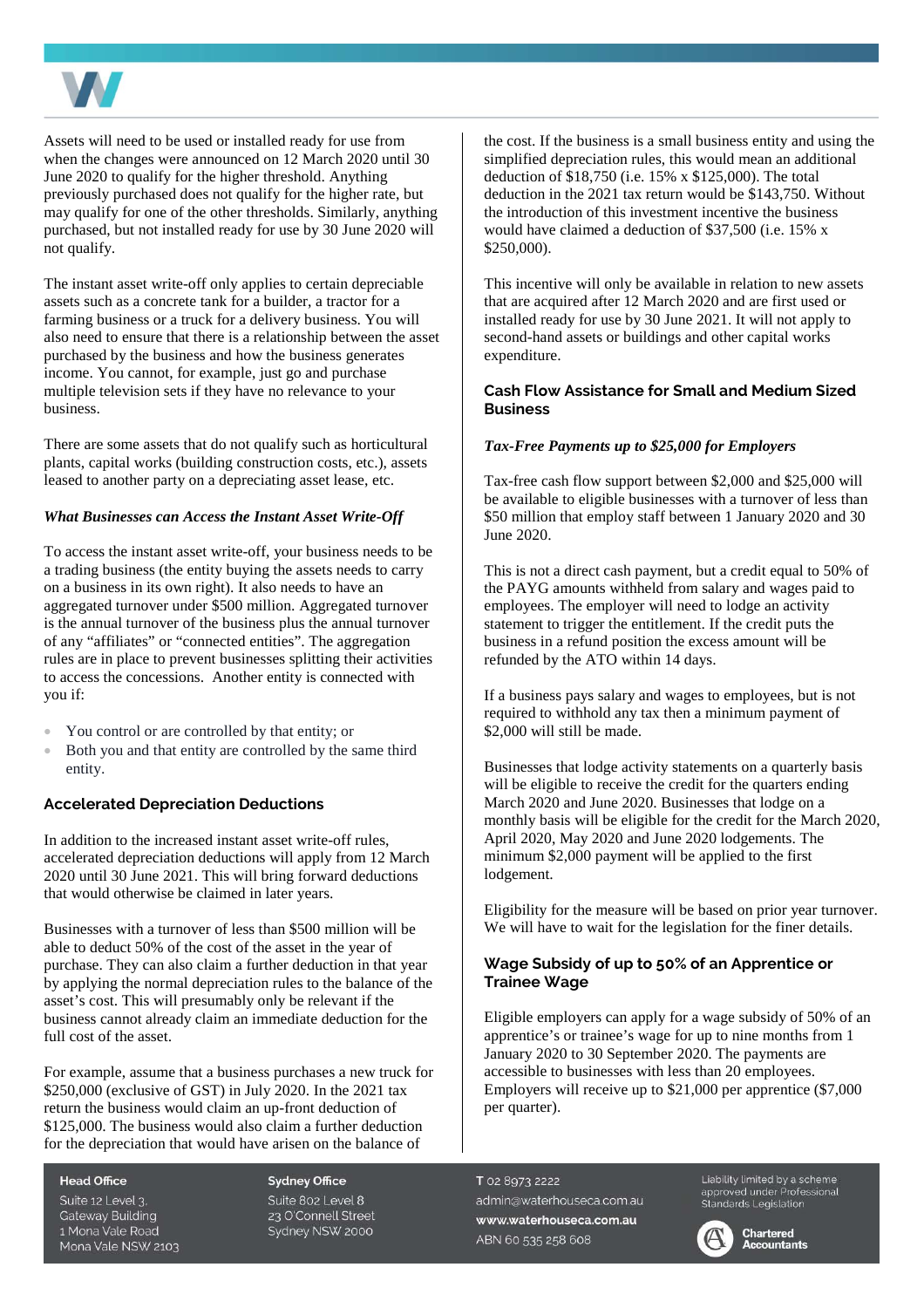Assets will need to be used or installed ready for use from when the changes were announced on 12 March 2020 until 30 June 2020 to qualify for the higher threshold. Anything previously purchased does not qualify for the higher rate, but may qualify for one of the other thresholds. Similarly, anything purchased, but not installed ready for use by 30 June 2020 will not qualify.

The instant asset write-off only applies to certain depreciable assets such as a concrete tank for a builder, a tractor for a farming business or a truck for a delivery business. You will also need to ensure that there is a relationship between the asset purchased by the business and how the business generates income. You cannot, for example, just go and purchase multiple television sets if they have no relevance to your business.

There are some assets that do not qualify such as horticultural plants, capital works (building construction costs, etc.), assets leased to another party on a depreciating asset lease, etc.

***What Businesses can Access the Instant Asset Write-Off***

To access the instant asset write-off, your business needs to be a trading business (the entity buying the assets needs to carry on a business in its own right). It also needs to have an aggregated turnover under $500 million. Aggregated turnover is the annual turnover of the business plus the annual turnover of any "affiliates" or "connected entities". The aggregation rules are in place to prevent businesses splitting their activities to access the concessions. Another entity is connected with you if:

- You control or are controlled by that entity; or
- Both you and that entity are controlled by the same third entity.

## Accelerated Depreciation Deductions

In addition to the increased instant asset write-off rules, accelerated depreciation deductions will apply from 12 March 2020 until 30 June 2021. This will bring forward deductions that would otherwise be claimed in later years.

Businesses with a turnover of less than $500 million will be able to deduct 50% of the cost of the asset in the year of purchase. They can also claim a further deduction in that year by applying the normal depreciation rules to the balance of the asset's cost. This will presumably only be relevant if the business cannot already claim an immediate deduction for the full cost of the asset.

For example, assume that a business purchases a new truck for $250,000 (exclusive of GST) in July 2020. In the 2021 tax return the business would claim an up-front deduction of $125,000. The business would also claim a further deduction for the depreciation that would have arisen on the balance of the cost. If the business is a small business entity and using the simplified depreciation rules, this would mean an additional deduction of $18,750 (i.e. 15% x $125,000). The total deduction in the 2021 tax return would be $143,750. Without the introduction of this investment incentive the business would have claimed a deduction of $37,500 (i.e. 15% x $250,000).

This incentive will only be available in relation to new assets that are acquired after 12 March 2020 and are first used or installed ready for use by 30 June 2021. It will not apply to second-hand assets or buildings and other capital works expenditure.

## Cash Flow Assistance for Small and Medium Sized Business

***Tax-Free Payments up to $25,000 for Employers***

Tax-free cash flow support between $2,000 and $25,000 will be available to eligible businesses with a turnover of less than $50 million that employ staff between 1 January 2020 and 30 June 2020.

This is not a direct cash payment, but a credit equal to 50% of the PAYG amounts withheld from salary and wages paid to employees. The employer will need to lodge an activity statement to trigger the entitlement. If the credit puts the business in a refund position the excess amount will be refunded by the ATO within 14 days.

If a business pays salary and wages to employees, but is not required to withhold any tax then a minimum payment of $2,000 will still be made.

Businesses that lodge activity statements on a quarterly basis will be eligible to receive the credit for the quarters ending March 2020 and June 2020. Businesses that lodge on a monthly basis will be eligible for the credit for the March 2020, April 2020, May 2020 and June 2020 lodgements. The minimum $2,000 payment will be applied to the first lodgement.

Eligibility for the measure will be based on prior year turnover. We will have to wait for the legislation for the finer details.

## Wage Subsidy of up to 50% of an Apprentice or Trainee Wage

Eligible employers can apply for a wage subsidy of 50% of an apprentice's or trainee's wage for up to nine months from 1 January 2020 to 30 September 2020. The payments are accessible to businesses with less than 20 employees. Employers will receive up to $21,000 per apprentice ($7,000 per quarter).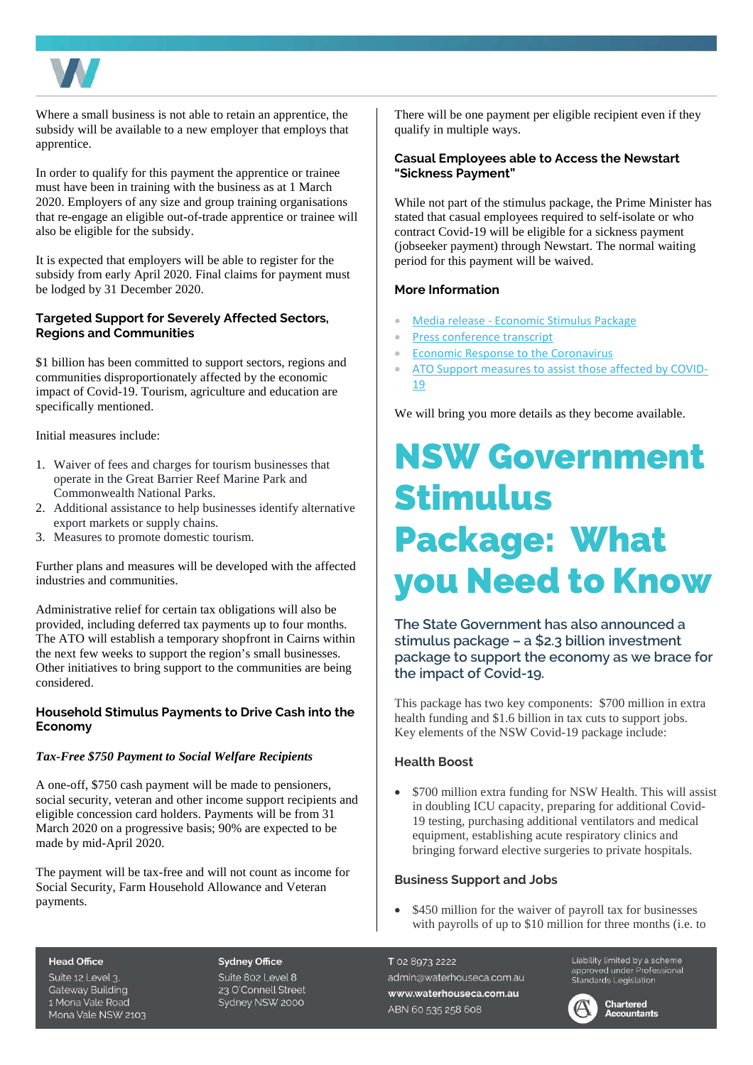Where a small business is not able to retain an apprentice, the subsidy will be available to a new employer that employs that apprentice.

In order to qualify for this payment the apprentice or trainee must have been in training with the business as at 1 March 2020. Employers of any size and group training organisations that re-engage an eligible out-of-trade apprentice or trainee will also be eligible for the subsidy.

It is expected that employers will be able to register for the subsidy from early April 2020. Final claims for payment must be lodged by 31 December 2020.

### Targeted Support for Severely Affected Sectors, Regions and Communities

$1 billion has been committed to support sectors, regions and communities disproportionately affected by the economic impact of Covid-19. Tourism, agriculture and education are specifically mentioned.

Initial measures include:

1. Waiver of fees and charges for tourism businesses that operate in the Great Barrier Reef Marine Park and Commonwealth National Parks.
2. Additional assistance to help businesses identify alternative export markets or supply chains.
3. Measures to promote domestic tourism.

Further plans and measures will be developed with the affected industries and communities.

Administrative relief for certain tax obligations will also be provided, including deferred tax payments up to four months. The ATO will establish a temporary shopfront in Cairns within the next few weeks to support the region's small businesses. Other initiatives to bring support to the communities are being considered.

### Household Stimulus Payments to Drive Cash into the Economy

***Tax-Free $750 Payment to Social Welfare Recipients***

A one-off, $750 cash payment will be made to pensioners, social security, veteran and other income support recipients and eligible concession card holders. Payments will be from 31 March 2020 on a progressive basis; 90% are expected to be made by mid-April 2020.

The payment will be tax-free and will not count as income for Social Security, Farm Household Allowance and Veteran payments.

There will be one payment per eligible recipient even if they qualify in multiple ways.

### Casual Employees able to Access the Newstart "Sickness Payment"

While not part of the stimulus package, the Prime Minister has stated that casual employees required to self-isolate or who contract Covid-19 will be eligible for a sickness payment (jobseeker payment) through Newstart. The normal waiting period for this payment will be waived.

### More Information

- Media release - Economic Stimulus Package
- Press conference transcript
- Economic Response to the Coronavirus
- ATO Support measures to assist those affected by COVID-19

We will bring you more details as they become available.

# NSW Government Stimulus Package: What you Need to Know

**The State Government has also announced a stimulus package – a $2.3 billion investment package to support the economy as we brace for the impact of Covid-19.**

This package has two key components: $700 million in extra health funding and $1.6 billion in tax cuts to support jobs. Key elements of the NSW Covid-19 package include:

### Health Boost

- $700 million extra funding for NSW Health. This will assist in doubling ICU capacity, preparing for additional Covid-19 testing, purchasing additional ventilators and medical equipment, establishing acute respiratory clinics and bringing forward elective surgeries to private hospitals.

### Business Support and Jobs

- $450 million for the waiver of payroll tax for businesses with payrolls of up to $10 million for three months (i.e. to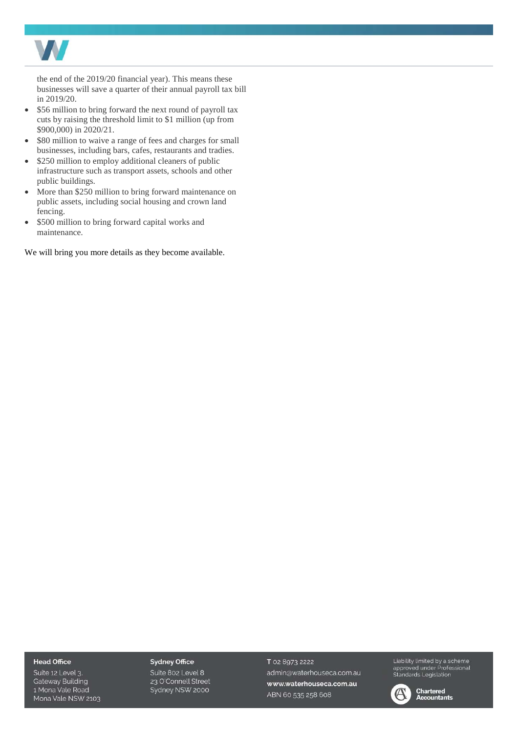the end of the 2019/20 financial year). This means these businesses will save a quarter of their annual payroll tax bill in 2019/20.

- $56 million to bring forward the next round of payroll tax cuts by raising the threshold limit to $1 million (up from $900,000) in 2020/21.
- $80 million to waive a range of fees and charges for small businesses, including bars, cafes, restaurants and tradies.
- $250 million to employ additional cleaners of public infrastructure such as transport assets, schools and other public buildings.
- More than $250 million to bring forward maintenance on public assets, including social housing and crown land fencing.
- $500 million to bring forward capital works and maintenance.

We will bring you more details as they become available.